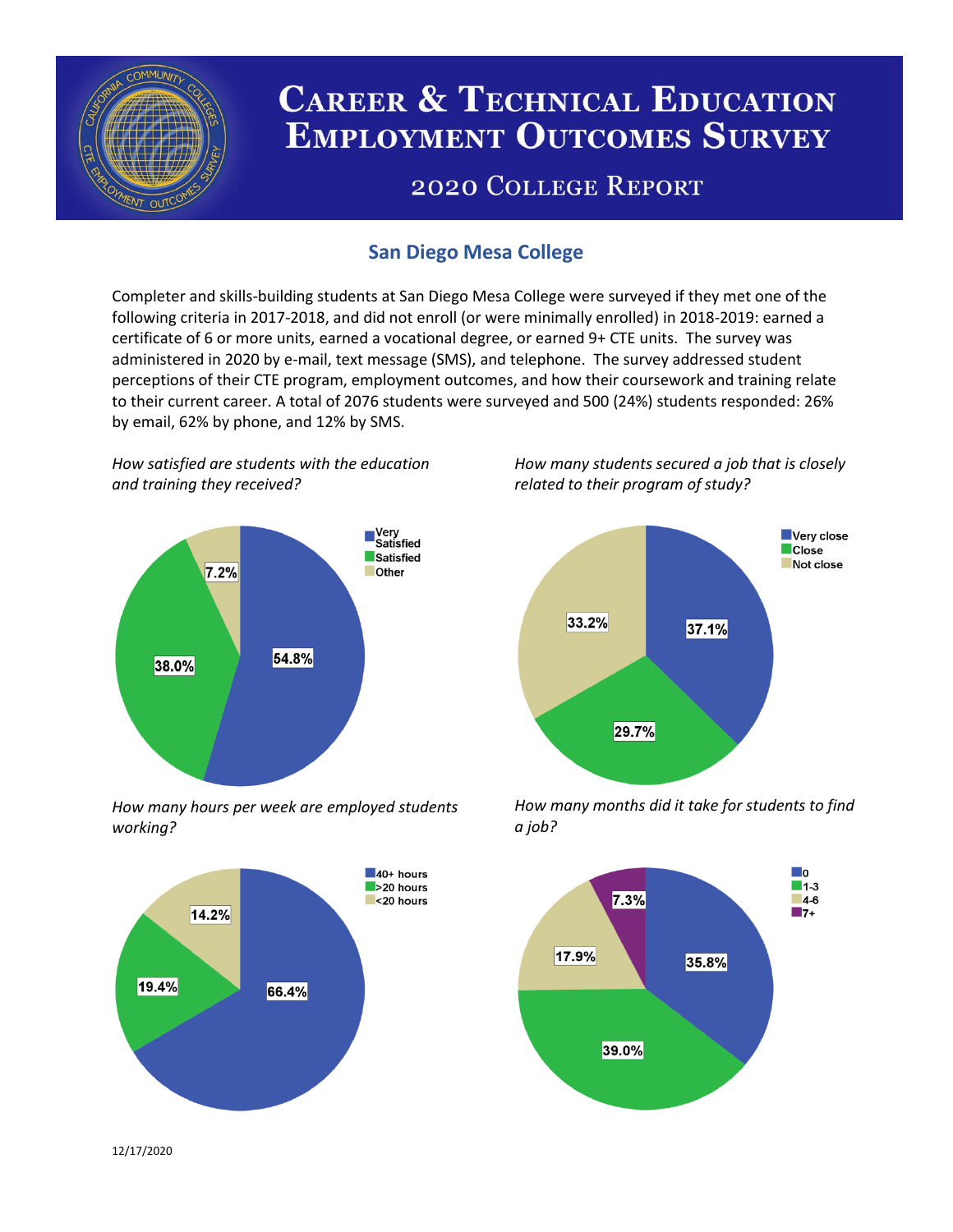# Career & Technical Education Employment Outcomes Survey

## 2020 College Report

### San Diego Mesa College

Completer and skills-building students at San Diego Mesa College were surveyed if they met one of the following criteria in 2017-2018, and did not enroll (or were minimally enrolled) in 2018-2019: earned a certificate of 6 or more units, earned a vocational degree, or earned 9+ CTE units. The survey was administered in 2020 by e-mail, text message (SMS), and telephone. The survey addressed student perceptions of their CTE program, employment outcomes, and how their coursework and training relate to their current career. A total of 2076 students were surveyed and 500 (24%) students responded: 26% by email, 62% by phone, and 12% by SMS.

*How satisfied are students with the education and training they received?*

| Response | Percent |
| --- | --- |
| Very Satisfied | 54.8% |
| Satisfied | 38.0% |
| Other | 7.2% |

*How many students secured a job that is closely related to their program of study?*

| Response | Percent |
| --- | --- |
| Very close | 37.1% |
| Close | 29.7% |
| Not close | 33.2% |

*How many hours per week are employed students working?*

| Response | Percent |
| --- | --- |
| 40+ hours | 66.4% |
| >20 hours | 19.4% |
| <20 hours | 14.2% |

*How many months did it take for students to find a job?*

| Months | Percent |
| --- | --- |
| 0 | 35.8% |
| 1-3 | 39.0% |
| 4-6 | 17.9% |
| 7+ | 7.3% |

12/17/2020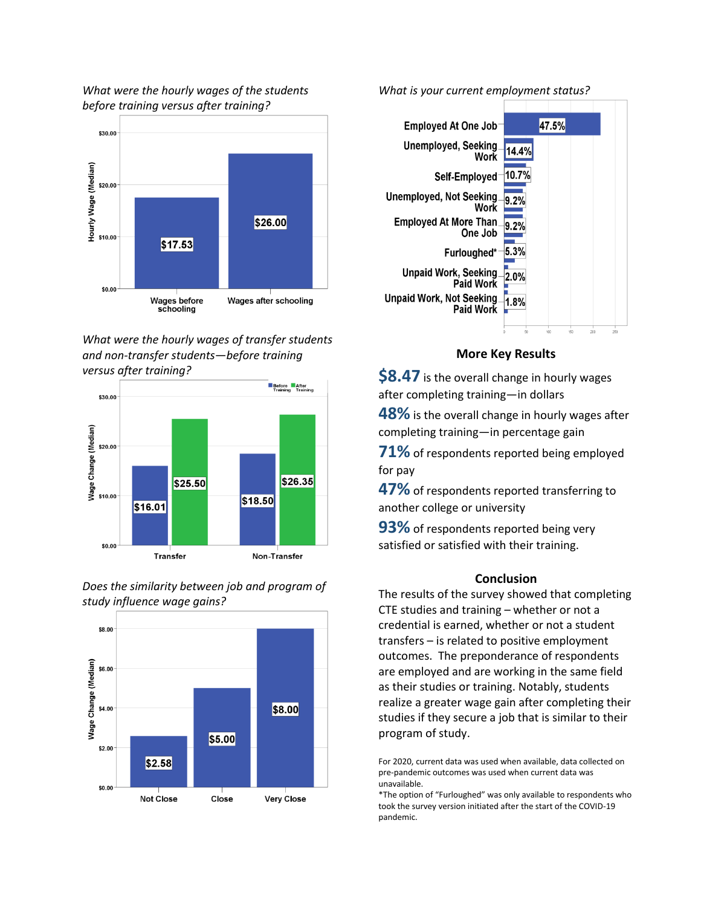*What were the hourly wages of the students before training versus after training?*

$30.00
$20.00
$10.00
$0.00
Hourly Wage (Median)
$17.53
$26.00
Wages before schooling
Wages after schooling

*What were the hourly wages of transfer students and non-transfer students—before training versus after training?*

Before Training
After Training
$30.00
$20.00
$10.00
$0.00
Wage Change (Median)
$16.01
$25.50
$18.50
$26.35
Transfer
Non-Transfer

*Does the similarity between job and program of study influence wage gains?*

$8.00
$6.00
$4.00
$2.00
$0.00
Wage Change (Median)
$2.58
$5.00
$8.00
Not Close
Close
Very Close

*What is your current employment status?*

Employed At One Job 47.5%
Unemployed, Seeking Work 14.4%
Self-Employed 10.7%
Unemployed, Not Seeking Work 9.2%
Employed At More Than One Job 9.2%
Furloughed* 5.3%
Unpaid Work, Seeking Paid Work 2.0%
Unpaid Work, Not Seeking Paid Work 1.8%
0
50
100
150
200
250

### More Key Results

**$8.47** is the overall change in hourly wages after completing training—in dollars

**48%** is the overall change in hourly wages after completing training—in percentage gain

**71%** of respondents reported being employed for pay

**47%** of respondents reported transferring to another college or university

**93%** of respondents reported being very satisfied or satisfied with their training.

### Conclusion

The results of the survey showed that completing CTE studies and training – whether or not a credential is earned, whether or not a student transfers – is related to positive employment outcomes. The preponderance of respondents are employed and are working in the same field as their studies or training. Notably, students realize a greater wage gain after completing their studies if they secure a job that is similar to their program of study.

For 2020, current data was used when available, data collected on pre-pandemic outcomes was used when current data was unavailable.

*The option of "Furloughed" was only available to respondents who took the survey version initiated after the start of the COVID-19 pandemic.